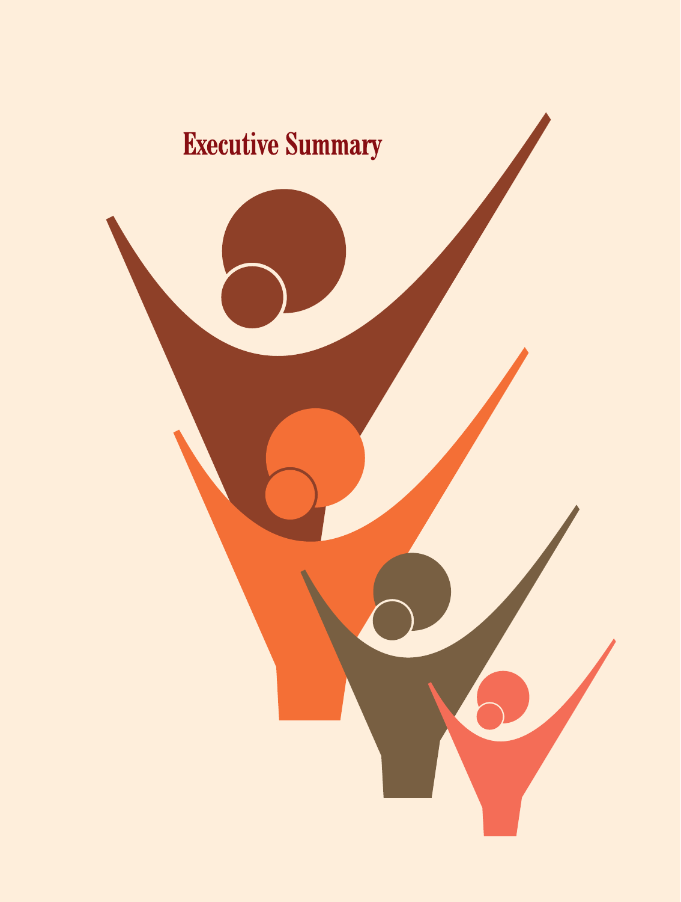# Executive Summary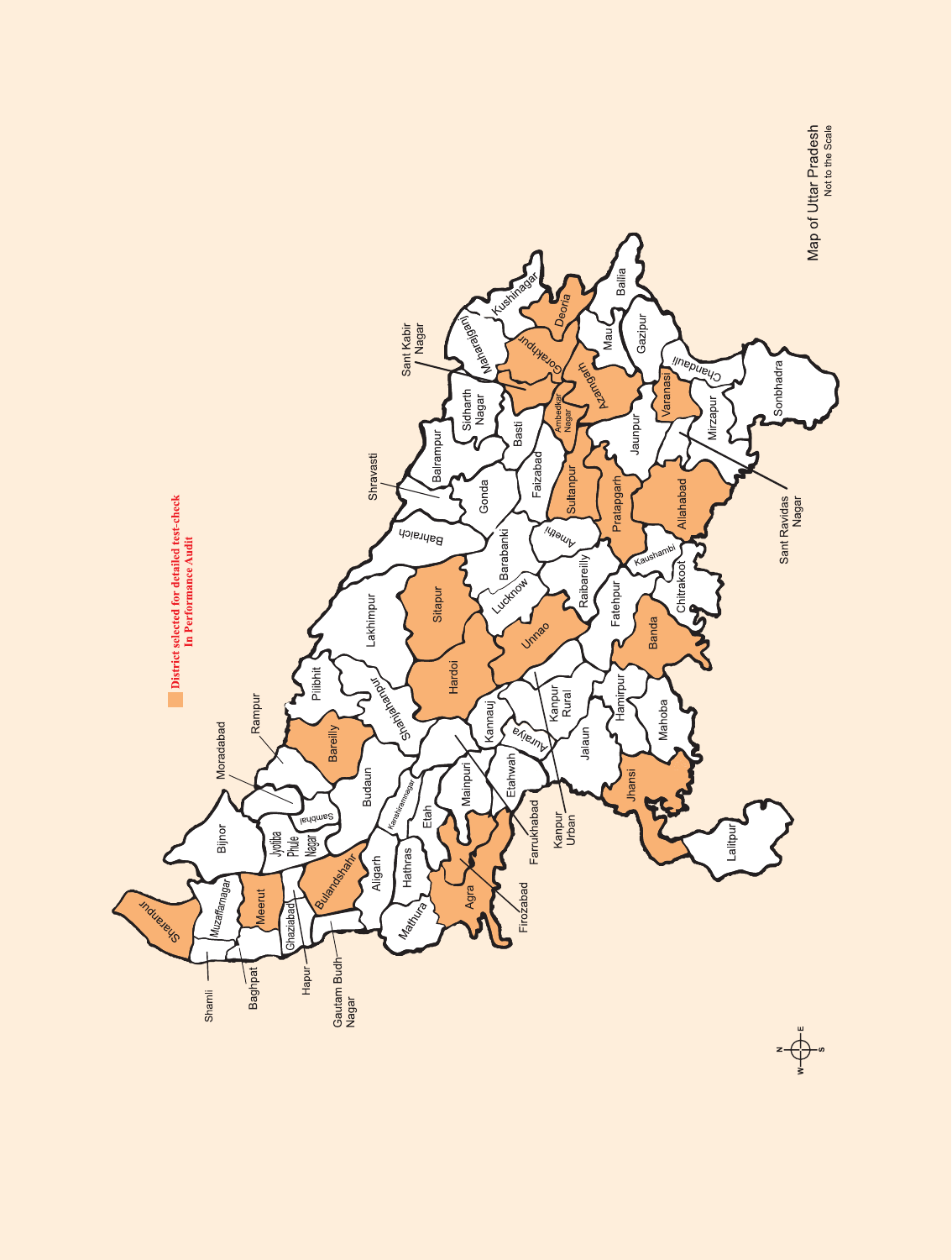**District selected for detailed test-check In Performance Audit**

Map of Uttar Pradesh
Not to the Scale

Sharanpur, Shamli, Muzaffarnagar, Baghpat, Meerut, Ghaziabad, Hapur, Gautam Budh Nagar, Bulandshahr, Bijnor, Jyotiba Phule Nagar, Moradabad, Rampur, Sambhal, Bareilly, Pilibhit, Budaun, Shahjahanpur, Lakhimpur, Aligarh, Hathras, Mathura, Agra, Firozabad, Kanshiramnagar, Etah, Mainpuri, Farrukhabad, Etahwah, Kannauj, Auraiya, Hardoi, Sitapur, Bahraich, Shravasti, Balrampur, Gonda, Barabanki, Lucknow, Unnao, Kanpur Rural, Kanpur Urban, Jalaun, Hamirpur, Mahoba, Jhansi, Lalitpur, Banda, Fatehpur, Chitrakoot, Raibareilly, Amethi, Kaushambi, Allahabad, Pratapgarh, Sultanpur, Faizabad, Basti, Sidharth Nagar, Sant Kabir Nagar, Maharajganj, Gorakhpur, Kushinagar, Deoria, Ambedkar Nagar, Azamgarh, Mau, Ballia, Gazipur, Jaunpur, Varanasi, Chandauli, Mirzapur, Sant Ravidas Nagar, Sonbhadra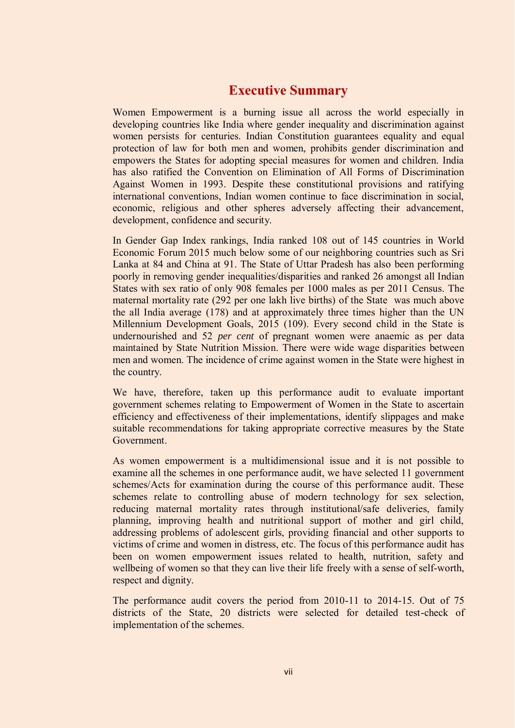# Executive Summary

Women Empowerment is a burning issue all across the world especially in developing countries like India where gender inequality and discrimination against women persists for centuries. Indian Constitution guarantees equality and equal protection of law for both men and women, prohibits gender discrimination and empowers the States for adopting special measures for women and children. India has also ratified the Convention on Elimination of All Forms of Discrimination Against Women in 1993. Despite these constitutional provisions and ratifying international conventions, Indian women continue to face discrimination in social, economic, religious and other spheres adversely affecting their advancement, development, confidence and security.

In Gender Gap Index rankings, India ranked 108 out of 145 countries in World Economic Forum 2015 much below some of our neighboring countries such as Sri Lanka at 84 and China at 91. The State of Uttar Pradesh has also been performing poorly in removing gender inequalities/disparities and ranked 26 amongst all Indian States with sex ratio of only 908 females per 1000 males as per 2011 Census. The maternal mortality rate (292 per one lakh live births) of the State was much above the all India average (178) and at approximately three times higher than the UN Millennium Development Goals, 2015 (109). Every second child in the State is undernourished and 52 *per cent* of pregnant women were anaemic as per data maintained by State Nutrition Mission. There were wide wage disparities between men and women. The incidence of crime against women in the State were highest in the country.

We have, therefore, taken up this performance audit to evaluate important government schemes relating to Empowerment of Women in the State to ascertain efficiency and effectiveness of their implementations, identify slippages and make suitable recommendations for taking appropriate corrective measures by the State Government.

As women empowerment is a multidimensional issue and it is not possible to examine all the schemes in one performance audit, we have selected 11 government schemes/Acts for examination during the course of this performance audit. These schemes relate to controlling abuse of modern technology for sex selection, reducing maternal mortality rates through institutional/safe deliveries, family planning, improving health and nutritional support of mother and girl child, addressing problems of adolescent girls, providing financial and other supports to victims of crime and women in distress, etc. The focus of this performance audit has been on women empowerment issues related to health, nutrition, safety and wellbeing of women so that they can live their life freely with a sense of self-worth, respect and dignity.

The performance audit covers the period from 2010-11 to 2014-15. Out of 75 districts of the State, 20 districts were selected for detailed test-check of implementation of the schemes.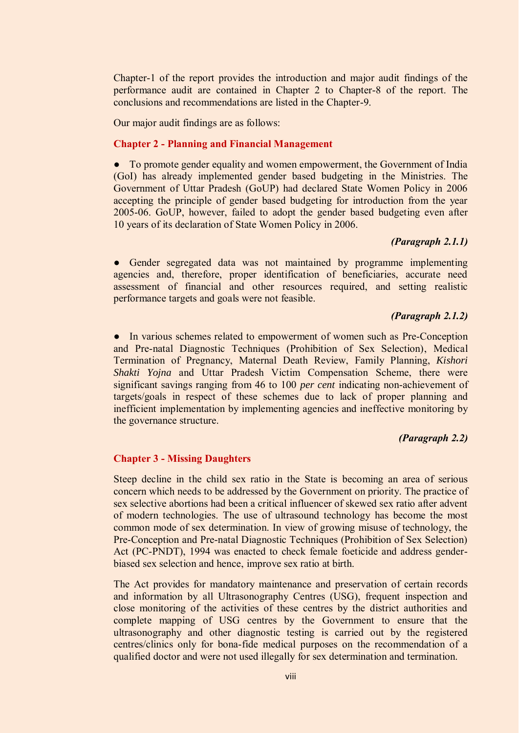Chapter-1 of the report provides the introduction and major audit findings of the performance audit are contained in Chapter 2 to Chapter-8 of the report. The conclusions and recommendations are listed in the Chapter-9.

Our major audit findings are as follows:

### Chapter 2 - Planning and Financial Management

- To promote gender equality and women empowerment, the Government of India (GoI) has already implemented gender based budgeting in the Ministries. The Government of Uttar Pradesh (GoUP) had declared State Women Policy in 2006 accepting the principle of gender based budgeting for introduction from the year 2005-06. GoUP, however, failed to adopt the gender based budgeting even after 10 years of its declaration of State Women Policy in 2006.

***(Paragraph 2.1.1)***

- Gender segregated data was not maintained by programme implementing agencies and, therefore, proper identification of beneficiaries, accurate need assessment of financial and other resources required, and setting realistic performance targets and goals were not feasible.

***(Paragraph 2.1.2)***

- In various schemes related to empowerment of women such as Pre-Conception and Pre-natal Diagnostic Techniques (Prohibition of Sex Selection), Medical Termination of Pregnancy, Maternal Death Review, Family Planning, *Kishori Shakti Yojna* and Uttar Pradesh Victim Compensation Scheme, there were significant savings ranging from 46 to 100 *per cent* indicating non-achievement of targets/goals in respect of these schemes due to lack of proper planning and inefficient implementation by implementing agencies and ineffective monitoring by the governance structure.

***(Paragraph 2.2)***

### Chapter 3 - Missing Daughters

Steep decline in the child sex ratio in the State is becoming an area of serious concern which needs to be addressed by the Government on priority. The practice of sex selective abortions had been a critical influencer of skewed sex ratio after advent of modern technologies. The use of ultrasound technology has become the most common mode of sex determination. In view of growing misuse of technology, the Pre-Conception and Pre-natal Diagnostic Techniques (Prohibition of Sex Selection) Act (PC-PNDT), 1994 was enacted to check female foeticide and address gender-biased sex selection and hence, improve sex ratio at birth.

The Act provides for mandatory maintenance and preservation of certain records and information by all Ultrasonography Centres (USG), frequent inspection and close monitoring of the activities of these centres by the district authorities and complete mapping of USG centres by the Government to ensure that the ultrasonography and other diagnostic testing is carried out by the registered centres/clinics only for bona-fide medical purposes on the recommendation of a qualified doctor and were not used illegally for sex determination and termination.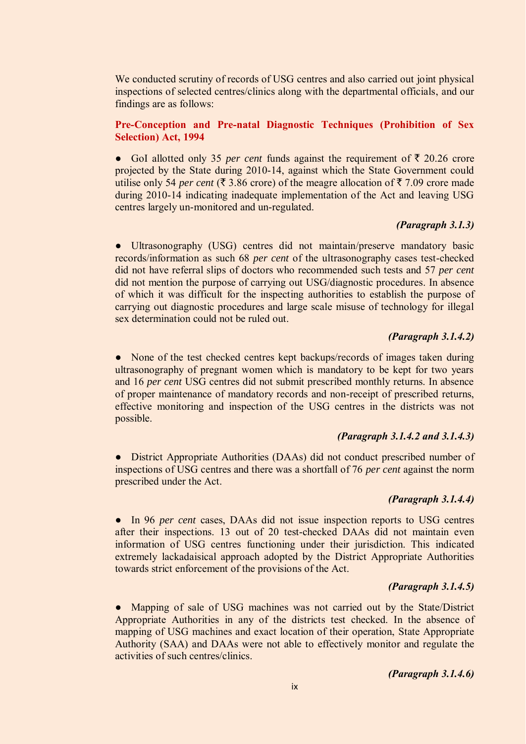We conducted scrutiny of records of USG centres and also carried out joint physical inspections of selected centres/clinics along with the departmental officials, and our findings are as follows:

### Pre-Conception and Pre-natal Diagnostic Techniques (Prohibition of Sex Selection) Act, 1994

- GoI allotted only 35 *per cent* funds against the requirement of ₹ 20.26 crore projected by the State during 2010-14, against which the State Government could utilise only 54 *per cent* (₹ 3.86 crore) of the meagre allocation of ₹ 7.09 crore made during 2010-14 indicating inadequate implementation of the Act and leaving USG centres largely un-monitored and un-regulated.

***(Paragraph 3.1.3)***

- Ultrasonography (USG) centres did not maintain/preserve mandatory basic records/information as such 68 *per cent* of the ultrasonography cases test-checked did not have referral slips of doctors who recommended such tests and 57 *per cent* did not mention the purpose of carrying out USG/diagnostic procedures. In absence of which it was difficult for the inspecting authorities to establish the purpose of carrying out diagnostic procedures and large scale misuse of technology for illegal sex determination could not be ruled out.

***(Paragraph 3.1.4.2)***

- None of the test checked centres kept backups/records of images taken during ultrasonography of pregnant women which is mandatory to be kept for two years and 16 *per cent* USG centres did not submit prescribed monthly returns. In absence of proper maintenance of mandatory records and non-receipt of prescribed returns, effective monitoring and inspection of the USG centres in the districts was not possible.

***(Paragraph 3.1.4.2 and 3.1.4.3)***

- District Appropriate Authorities (DAAs) did not conduct prescribed number of inspections of USG centres and there was a shortfall of 76 *per cent* against the norm prescribed under the Act.

***(Paragraph 3.1.4.4)***

- In 96 *per cent* cases, DAAs did not issue inspection reports to USG centres after their inspections. 13 out of 20 test-checked DAAs did not maintain even information of USG centres functioning under their jurisdiction. This indicated extremely lackadaisical approach adopted by the District Appropriate Authorities towards strict enforcement of the provisions of the Act.

***(Paragraph 3.1.4.5)***

- Mapping of sale of USG machines was not carried out by the State/District Appropriate Authorities in any of the districts test checked. In the absence of mapping of USG machines and exact location of their operation, State Appropriate Authority (SAA) and DAAs were not able to effectively monitor and regulate the activities of such centres/clinics.

***(Paragraph 3.1.4.6)***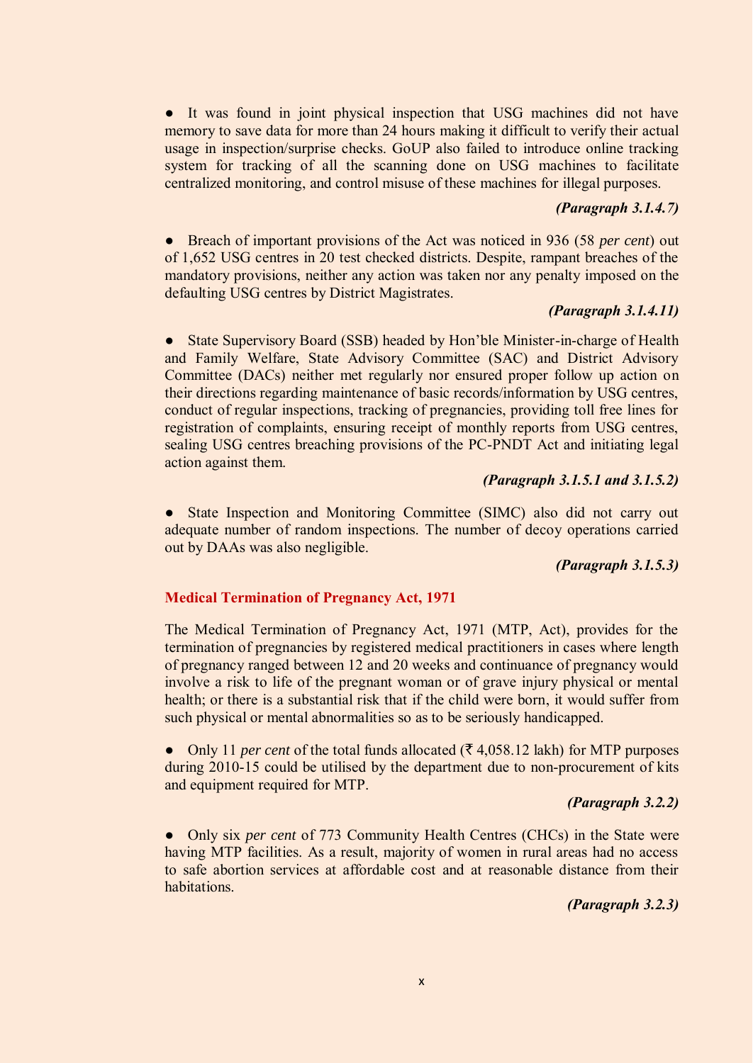- It was found in joint physical inspection that USG machines did not have memory to save data for more than 24 hours making it difficult to verify their actual usage in inspection/surprise checks. GoUP also failed to introduce online tracking system for tracking of all the scanning done on USG machines to facilitate centralized monitoring, and control misuse of these machines for illegal purposes.

***(Paragraph 3.1.4.7)***

- Breach of important provisions of the Act was noticed in 936 (58 *per cent*) out of 1,652 USG centres in 20 test checked districts. Despite, rampant breaches of the mandatory provisions, neither any action was taken nor any penalty imposed on the defaulting USG centres by District Magistrates.

***(Paragraph 3.1.4.11)***

- State Supervisory Board (SSB) headed by Hon'ble Minister-in-charge of Health and Family Welfare, State Advisory Committee (SAC) and District Advisory Committee (DACs) neither met regularly nor ensured proper follow up action on their directions regarding maintenance of basic records/information by USG centres, conduct of regular inspections, tracking of pregnancies, providing toll free lines for registration of complaints, ensuring receipt of monthly reports from USG centres, sealing USG centres breaching provisions of the PC-PNDT Act and initiating legal action against them.

***(Paragraph 3.1.5.1 and 3.1.5.2)***

- State Inspection and Monitoring Committee (SIMC) also did not carry out adequate number of random inspections. The number of decoy operations carried out by DAAs was also negligible.

***(Paragraph 3.1.5.3)***

## Medical Termination of Pregnancy Act, 1971

The Medical Termination of Pregnancy Act, 1971 (MTP, Act), provides for the termination of pregnancies by registered medical practitioners in cases where length of pregnancy ranged between 12 and 20 weeks and continuance of pregnancy would involve a risk to life of the pregnant woman or of grave injury physical or mental health; or there is a substantial risk that if the child were born, it would suffer from such physical or mental abnormalities so as to be seriously handicapped.

- Only 11 *per cent* of the total funds allocated (₹ 4,058.12 lakh) for MTP purposes during 2010-15 could be utilised by the department due to non-procurement of kits and equipment required for MTP.

***(Paragraph 3.2.2)***

- Only six *per cent* of 773 Community Health Centres (CHCs) in the State were having MTP facilities. As a result, majority of women in rural areas had no access to safe abortion services at affordable cost and at reasonable distance from their habitations.

***(Paragraph 3.2.3)***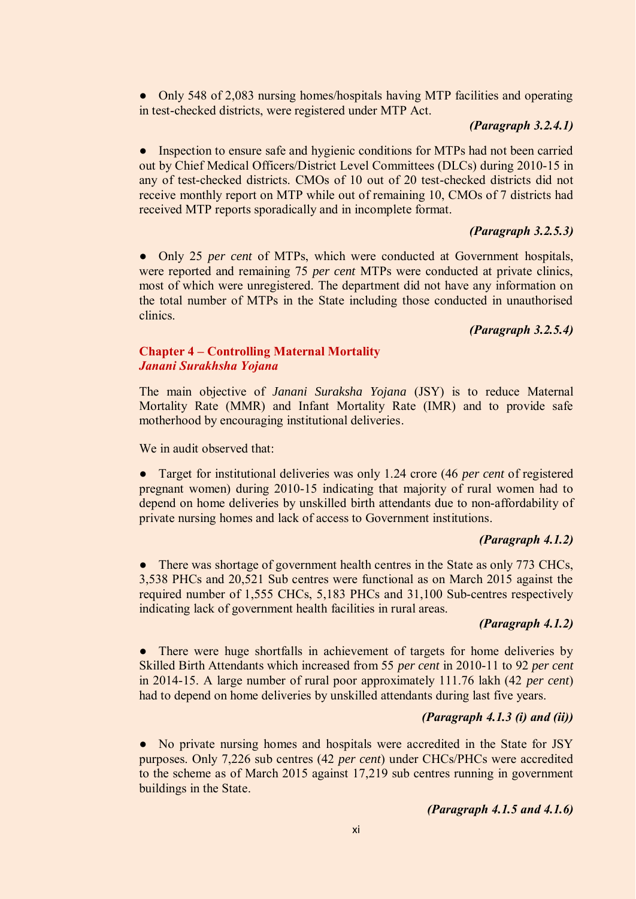- Only 548 of 2,083 nursing homes/hospitals having MTP facilities and operating in test-checked districts, were registered under MTP Act.

***(Paragraph 3.2.4.1)***

- Inspection to ensure safe and hygienic conditions for MTPs had not been carried out by Chief Medical Officers/District Level Committees (DLCs) during 2010-15 in any of test-checked districts. CMOs of 10 out of 20 test-checked districts did not receive monthly report on MTP while out of remaining 10, CMOs of 7 districts had received MTP reports sporadically and in incomplete format.

***(Paragraph 3.2.5.3)***

- Only 25 *per cent* of MTPs, which were conducted at Government hospitals, were reported and remaining 75 *per cent* MTPs were conducted at private clinics, most of which were unregistered. The department did not have any information on the total number of MTPs in the State including those conducted in unauthorised clinics.

***(Paragraph 3.2.5.4)***

## Chapter 4 – Controlling Maternal Mortality

### *Janani Surakhsha Yojana*

The main objective of *Janani Suraksha Yojana* (JSY) is to reduce Maternal Mortality Rate (MMR) and Infant Mortality Rate (IMR) and to provide safe motherhood by encouraging institutional deliveries.

We in audit observed that:

- Target for institutional deliveries was only 1.24 crore (46 *per cent* of registered pregnant women) during 2010-15 indicating that majority of rural women had to depend on home deliveries by unskilled birth attendants due to non-affordability of private nursing homes and lack of access to Government institutions.

***(Paragraph 4.1.2)***

- There was shortage of government health centres in the State as only 773 CHCs, 3,538 PHCs and 20,521 Sub centres were functional as on March 2015 against the required number of 1,555 CHCs, 5,183 PHCs and 31,100 Sub-centres respectively indicating lack of government health facilities in rural areas.

***(Paragraph 4.1.2)***

- There were huge shortfalls in achievement of targets for home deliveries by Skilled Birth Attendants which increased from 55 *per cent* in 2010-11 to 92 *per cent* in 2014-15. A large number of rural poor approximately 111.76 lakh (42 *per cent*) had to depend on home deliveries by unskilled attendants during last five years.

***(Paragraph 4.1.3 (i) and (ii))***

- No private nursing homes and hospitals were accredited in the State for JSY purposes. Only 7,226 sub centres (42 *per cent*) under CHCs/PHCs were accredited to the scheme as of March 2015 against 17,219 sub centres running in government buildings in the State.

***(Paragraph 4.1.5 and 4.1.6)***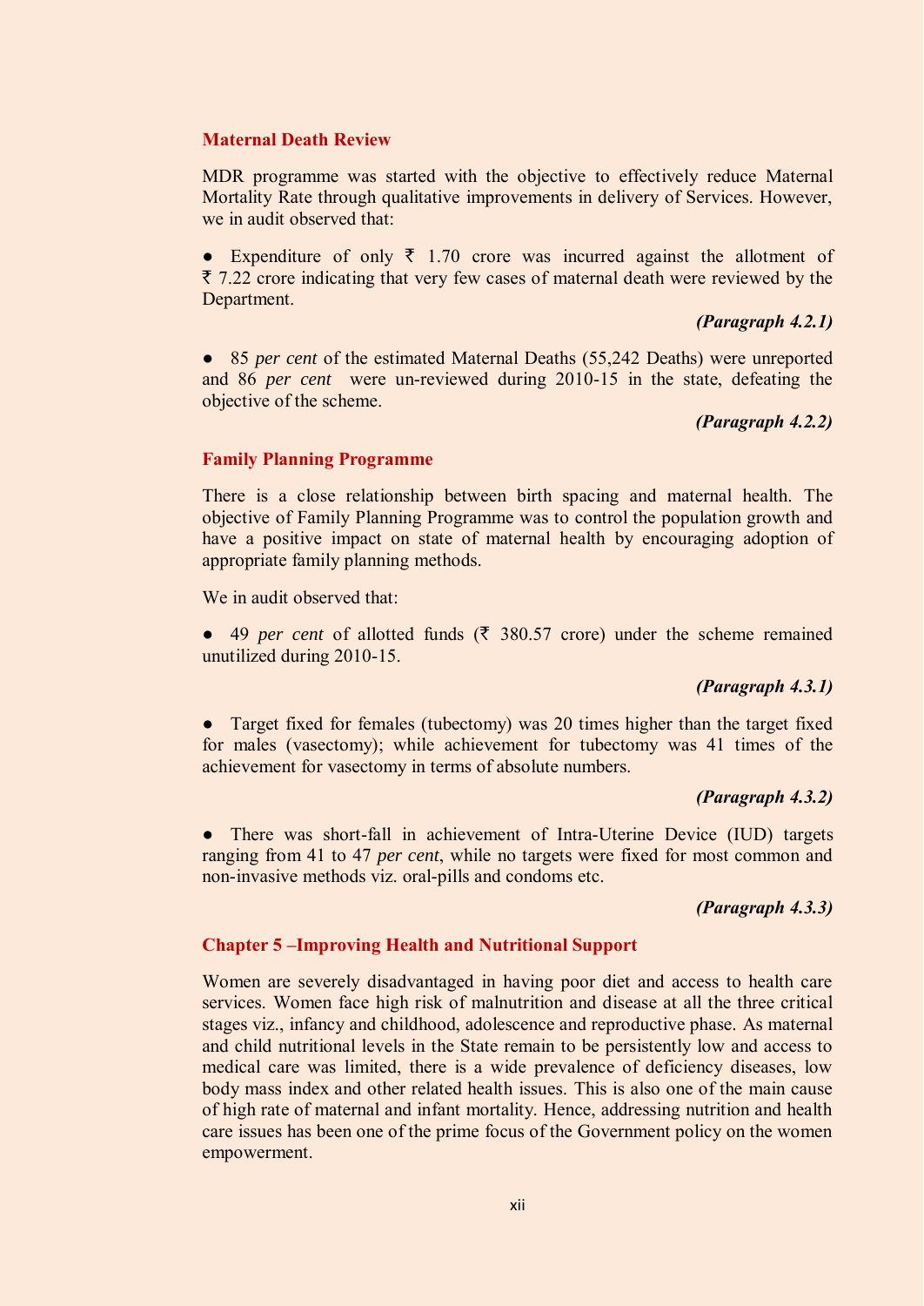### Maternal Death Review

MDR programme was started with the objective to effectively reduce Maternal Mortality Rate through qualitative improvements in delivery of Services. However, we in audit observed that:

● Expenditure of only ₹ 1.70 crore was incurred against the allotment of ₹ 7.22 crore indicating that very few cases of maternal death were reviewed by the Department.

***(Paragraph 4.2.1)***

● 85 *per cent* of the estimated Maternal Deaths (55,242 Deaths) were unreported and 86 *per cent* were un-reviewed during 2010-15 in the state, defeating the objective of the scheme.

***(Paragraph 4.2.2)***

### Family Planning Programme

There is a close relationship between birth spacing and maternal health. The objective of Family Planning Programme was to control the population growth and have a positive impact on state of maternal health by encouraging adoption of appropriate family planning methods.

We in audit observed that:

● 49 *per cent* of allotted funds (₹ 380.57 crore) under the scheme remained unutilized during 2010-15.

***(Paragraph 4.3.1)***

● Target fixed for females (tubectomy) was 20 times higher than the target fixed for males (vasectomy); while achievement for tubectomy was 41 times of the achievement for vasectomy in terms of absolute numbers.

***(Paragraph 4.3.2)***

● There was short-fall in achievement of Intra-Uterine Device (IUD) targets ranging from 41 to 47 *per cent*, while no targets were fixed for most common and non-invasive methods viz. oral-pills and condoms etc.

***(Paragraph 4.3.3)***

## Chapter 5 –Improving Health and Nutritional Support

Women are severely disadvantaged in having poor diet and access to health care services. Women face high risk of malnutrition and disease at all the three critical stages viz., infancy and childhood, adolescence and reproductive phase. As maternal and child nutritional levels in the State remain to be persistently low and access to medical care was limited, there is a wide prevalence of deficiency diseases, low body mass index and other related health issues. This is also one of the main cause of high rate of maternal and infant mortality. Hence, addressing nutrition and health care issues has been one of the prime focus of the Government policy on the women empowerment.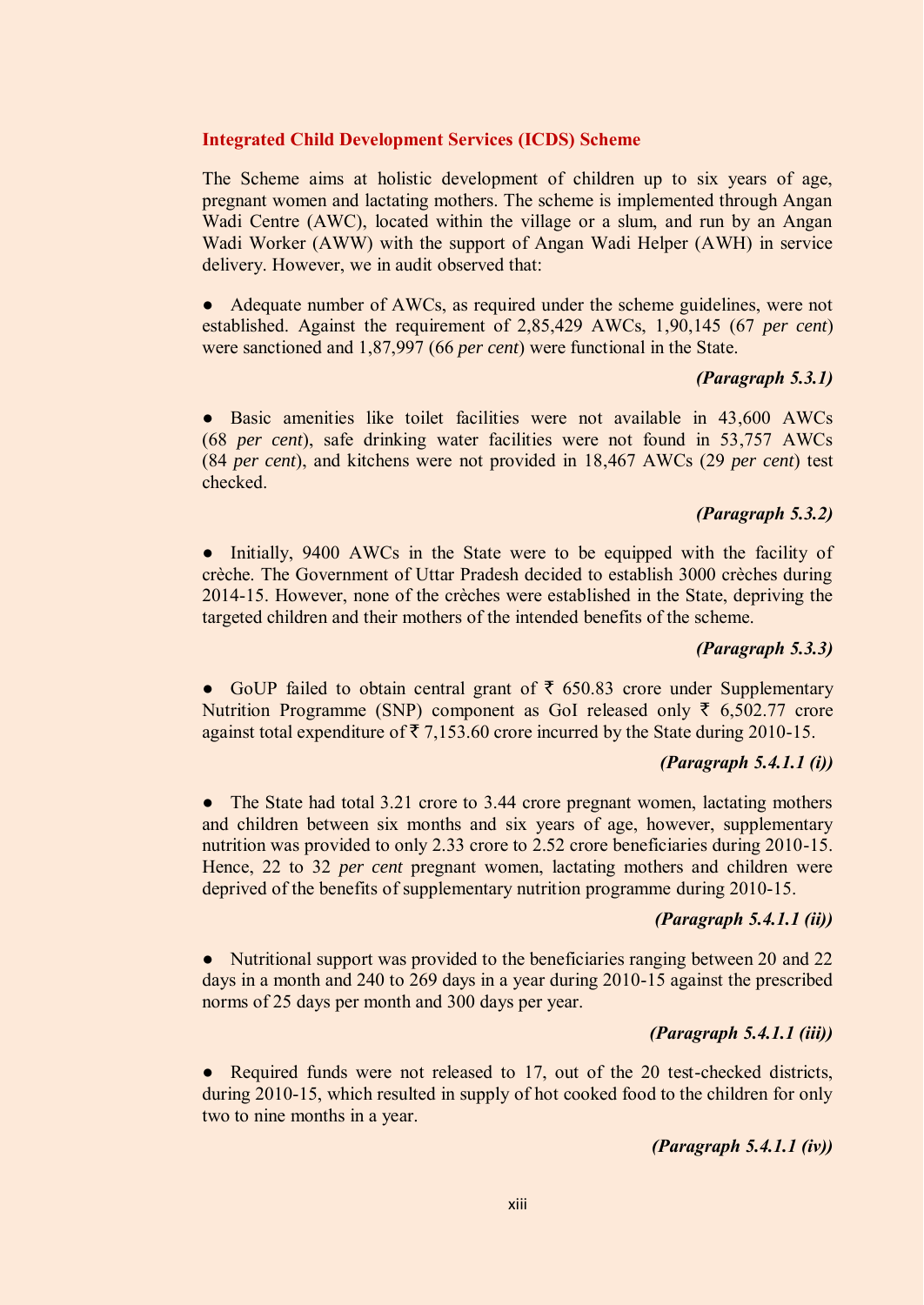## Integrated Child Development Services (ICDS) Scheme

The Scheme aims at holistic development of children up to six years of age, pregnant women and lactating mothers. The scheme is implemented through Angan Wadi Centre (AWC), located within the village or a slum, and run by an Angan Wadi Worker (AWW) with the support of Angan Wadi Helper (AWH) in service delivery. However, we in audit observed that:

● Adequate number of AWCs, as required under the scheme guidelines, were not established. Against the requirement of 2,85,429 AWCs, 1,90,145 (67 *per cent*) were sanctioned and 1,87,997 (66 *per cent*) were functional in the State.

***(Paragraph 5.3.1)***

● Basic amenities like toilet facilities were not available in 43,600 AWCs (68 *per cent*), safe drinking water facilities were not found in 53,757 AWCs (84 *per cent*), and kitchens were not provided in 18,467 AWCs (29 *per cent*) test checked.

***(Paragraph 5.3.2)***

● Initially, 9400 AWCs in the State were to be equipped with the facility of crèche. The Government of Uttar Pradesh decided to establish 3000 crèches during 2014-15. However, none of the crèches were established in the State, depriving the targeted children and their mothers of the intended benefits of the scheme.

***(Paragraph 5.3.3)***

● GoUP failed to obtain central grant of ₹ 650.83 crore under Supplementary Nutrition Programme (SNP) component as GoI released only ₹ 6,502.77 crore against total expenditure of ₹ 7,153.60 crore incurred by the State during 2010-15.

***(Paragraph 5.4.1.1 (i))***

● The State had total 3.21 crore to 3.44 crore pregnant women, lactating mothers and children between six months and six years of age, however, supplementary nutrition was provided to only 2.33 crore to 2.52 crore beneficiaries during 2010-15. Hence, 22 to 32 *per cent* pregnant women, lactating mothers and children were deprived of the benefits of supplementary nutrition programme during 2010-15.

***(Paragraph 5.4.1.1 (ii))***

● Nutritional support was provided to the beneficiaries ranging between 20 and 22 days in a month and 240 to 269 days in a year during 2010-15 against the prescribed norms of 25 days per month and 300 days per year.

***(Paragraph 5.4.1.1 (iii))***

● Required funds were not released to 17, out of the 20 test-checked districts, during 2010-15, which resulted in supply of hot cooked food to the children for only two to nine months in a year.

***(Paragraph 5.4.1.1 (iv))***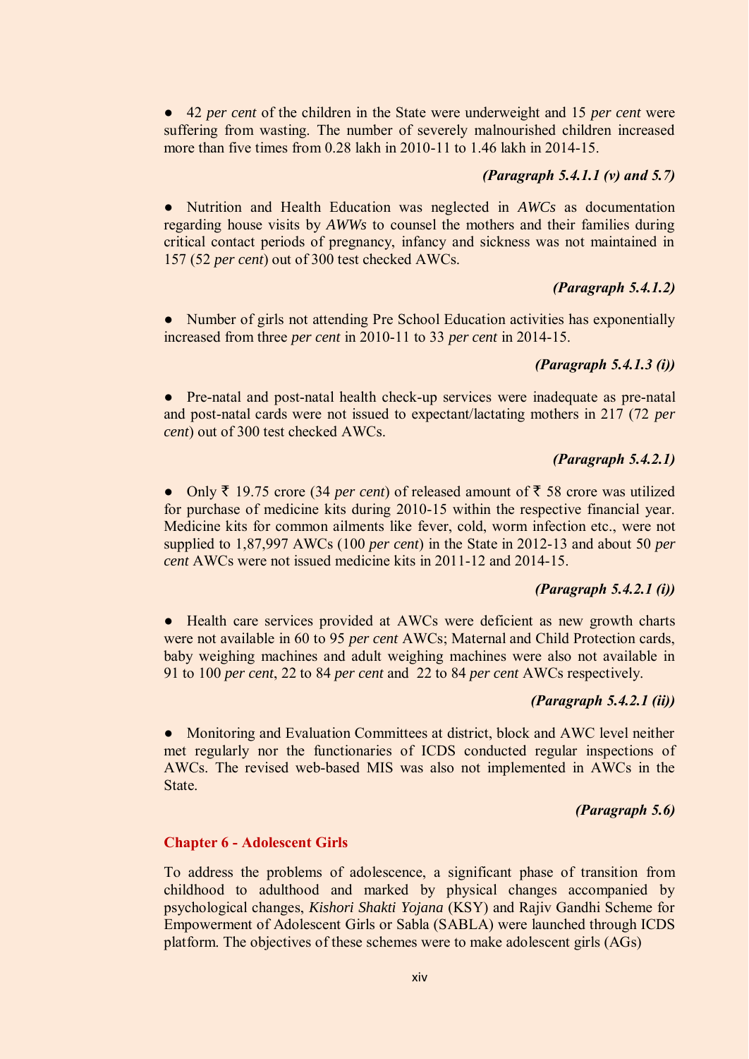- 42 *per cent* of the children in the State were underweight and 15 *per cent* were suffering from wasting. The number of severely malnourished children increased more than five times from 0.28 lakh in 2010-11 to 1.46 lakh in 2014-15.

***(Paragraph 5.4.1.1 (v) and 5.7)***

- Nutrition and Health Education was neglected in *AWCs* as documentation regarding house visits by *AWWs* to counsel the mothers and their families during critical contact periods of pregnancy, infancy and sickness was not maintained in 157 (52 *per cent*) out of 300 test checked AWCs.

***(Paragraph 5.4.1.2)***

- Number of girls not attending Pre School Education activities has exponentially increased from three *per cent* in 2010-11 to 33 *per cent* in 2014-15.

***(Paragraph 5.4.1.3 (i))***

- Pre-natal and post-natal health check-up services were inadequate as pre-natal and post-natal cards were not issued to expectant/lactating mothers in 217 (72 *per cent*) out of 300 test checked AWCs.

***(Paragraph 5.4.2.1)***

- Only ₹ 19.75 crore (34 *per cent*) of released amount of ₹ 58 crore was utilized for purchase of medicine kits during 2010-15 within the respective financial year. Medicine kits for common ailments like fever, cold, worm infection etc., were not supplied to 1,87,997 AWCs (100 *per cent*) in the State in 2012-13 and about 50 *per cent* AWCs were not issued medicine kits in 2011-12 and 2014-15.

***(Paragraph 5.4.2.1 (i))***

- Health care services provided at AWCs were deficient as new growth charts were not available in 60 to 95 *per cent* AWCs; Maternal and Child Protection cards, baby weighing machines and adult weighing machines were also not available in 91 to 100 *per cent*, 22 to 84 *per cent* and 22 to 84 *per cent* AWCs respectively.

***(Paragraph 5.4.2.1 (ii))***

- Monitoring and Evaluation Committees at district, block and AWC level neither met regularly nor the functionaries of ICDS conducted regular inspections of AWCs. The revised web-based MIS was also not implemented in AWCs in the State.

***(Paragraph 5.6)***

## Chapter 6 - Adolescent Girls

To address the problems of adolescence, a significant phase of transition from childhood to adulthood and marked by physical changes accompanied by psychological changes, *Kishori Shakti Yojana* (KSY) and Rajiv Gandhi Scheme for Empowerment of Adolescent Girls or Sabla (SABLA) were launched through ICDS platform. The objectives of these schemes were to make adolescent girls (AGs)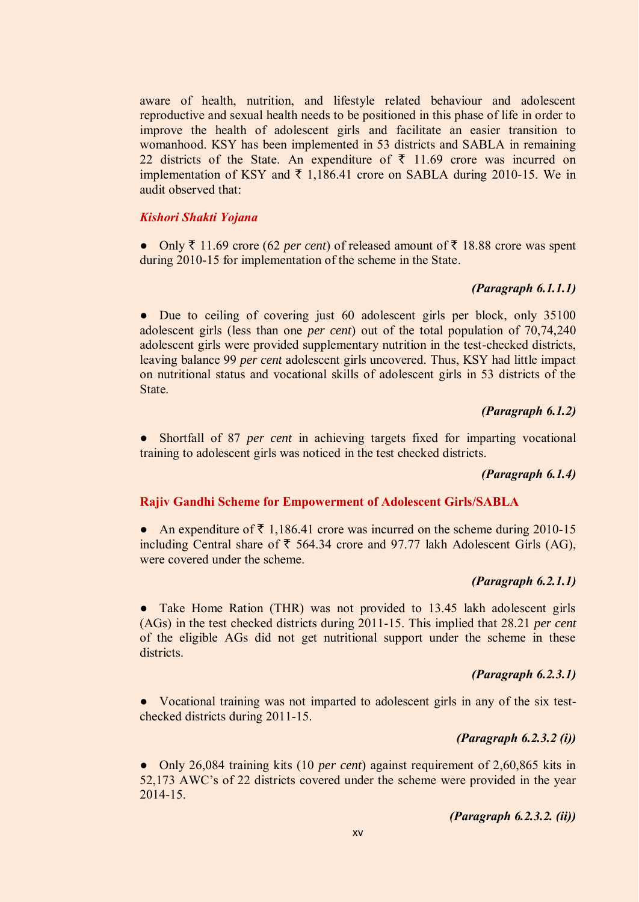aware of health, nutrition, and lifestyle related behaviour and adolescent reproductive and sexual health needs to be positioned in this phase of life in order to improve the health of adolescent girls and facilitate an easier transition to womanhood. KSY has been implemented in 53 districts and SABLA in remaining 22 districts of the State. An expenditure of ₹ 11.69 crore was incurred on implementation of KSY and ₹ 1,186.41 crore on SABLA during 2010-15. We in audit observed that:

### *Kishori Shakti Yojana*

- Only ₹ 11.69 crore (62 *per cent*) of released amount of ₹ 18.88 crore was spent during 2010-15 for implementation of the scheme in the State.

***(Paragraph 6.1.1.1)***

- Due to ceiling of covering just 60 adolescent girls per block, only 35100 adolescent girls (less than one *per cent*) out of the total population of 70,74,240 adolescent girls were provided supplementary nutrition in the test-checked districts, leaving balance 99 *per cent* adolescent girls uncovered. Thus, KSY had little impact on nutritional status and vocational skills of adolescent girls in 53 districts of the State.

***(Paragraph 6.1.2)***

- Shortfall of 87 *per cent* in achieving targets fixed for imparting vocational training to adolescent girls was noticed in the test checked districts.

***(Paragraph 6.1.4)***

### Rajiv Gandhi Scheme for Empowerment of Adolescent Girls/SABLA

- An expenditure of ₹ 1,186.41 crore was incurred on the scheme during 2010-15 including Central share of ₹ 564.34 crore and 97.77 lakh Adolescent Girls (AG), were covered under the scheme.

***(Paragraph 6.2.1.1)***

- Take Home Ration (THR) was not provided to 13.45 lakh adolescent girls (AGs) in the test checked districts during 2011-15. This implied that 28.21 *per cent* of the eligible AGs did not get nutritional support under the scheme in these districts.

***(Paragraph 6.2.3.1)***

- Vocational training was not imparted to adolescent girls in any of the six test-checked districts during 2011-15.

***(Paragraph 6.2.3.2 (i))***

- Only 26,084 training kits (10 *per cent*) against requirement of 2,60,865 kits in 52,173 AWC's of 22 districts covered under the scheme were provided in the year 2014-15.

***(Paragraph 6.2.3.2. (ii))***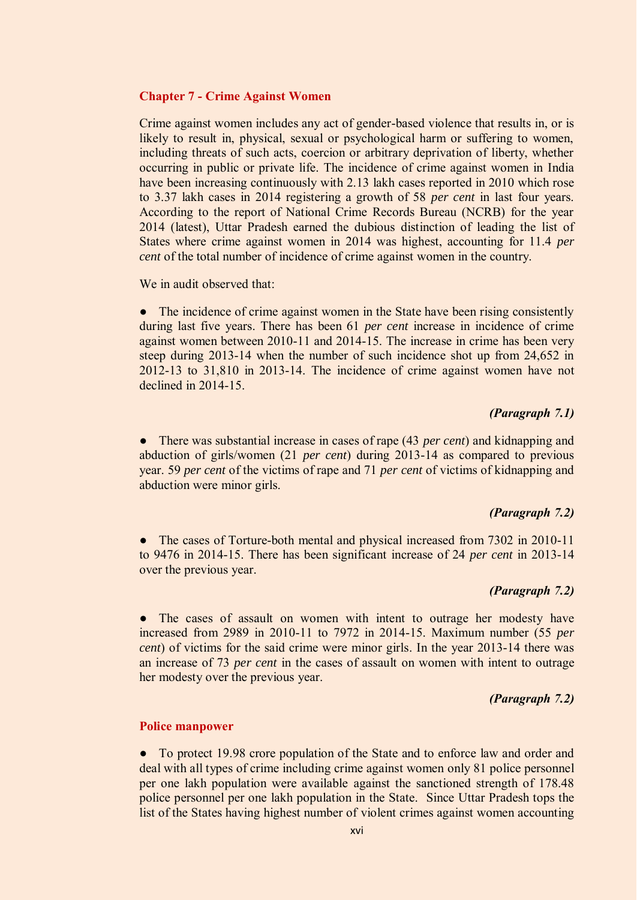## Chapter 7 - Crime Against Women

Crime against women includes any act of gender-based violence that results in, or is likely to result in, physical, sexual or psychological harm or suffering to women, including threats of such acts, coercion or arbitrary deprivation of liberty, whether occurring in public or private life. The incidence of crime against women in India have been increasing continuously with 2.13 lakh cases reported in 2010 which rose to 3.37 lakh cases in 2014 registering a growth of 58 *per cent* in last four years. According to the report of National Crime Records Bureau (NCRB) for the year 2014 (latest), Uttar Pradesh earned the dubious distinction of leading the list of States where crime against women in 2014 was highest, accounting for 11.4 *per cent* of the total number of incidence of crime against women in the country.

We in audit observed that:

- The incidence of crime against women in the State have been rising consistently during last five years. There has been 61 *per cent* increase in incidence of crime against women between 2010-11 and 2014-15. The increase in crime has been very steep during 2013-14 when the number of such incidence shot up from 24,652 in 2012-13 to 31,810 in 2013-14. The incidence of crime against women have not declined in 2014-15.

***(Paragraph 7.1)***

- There was substantial increase in cases of rape (43 *per cent*) and kidnapping and abduction of girls/women (21 *per cent*) during 2013-14 as compared to previous year. 59 *per cent* of the victims of rape and 71 *per cent* of victims of kidnapping and abduction were minor girls.

***(Paragraph 7.2)***

- The cases of Torture-both mental and physical increased from 7302 in 2010-11 to 9476 in 2014-15. There has been significant increase of 24 *per cent* in 2013-14 over the previous year.

***(Paragraph 7.2)***

- The cases of assault on women with intent to outrage her modesty have increased from 2989 in 2010-11 to 7972 in 2014-15. Maximum number (55 *per cent*) of victims for the said crime were minor girls. In the year 2013-14 there was an increase of 73 *per cent* in the cases of assault on women with intent to outrage her modesty over the previous year.

***(Paragraph 7.2)***

### Police manpower

- To protect 19.98 crore population of the State and to enforce law and order and deal with all types of crime including crime against women only 81 police personnel per one lakh population were available against the sanctioned strength of 178.48 police personnel per one lakh population in the State. Since Uttar Pradesh tops the list of the States having highest number of violent crimes against women accounting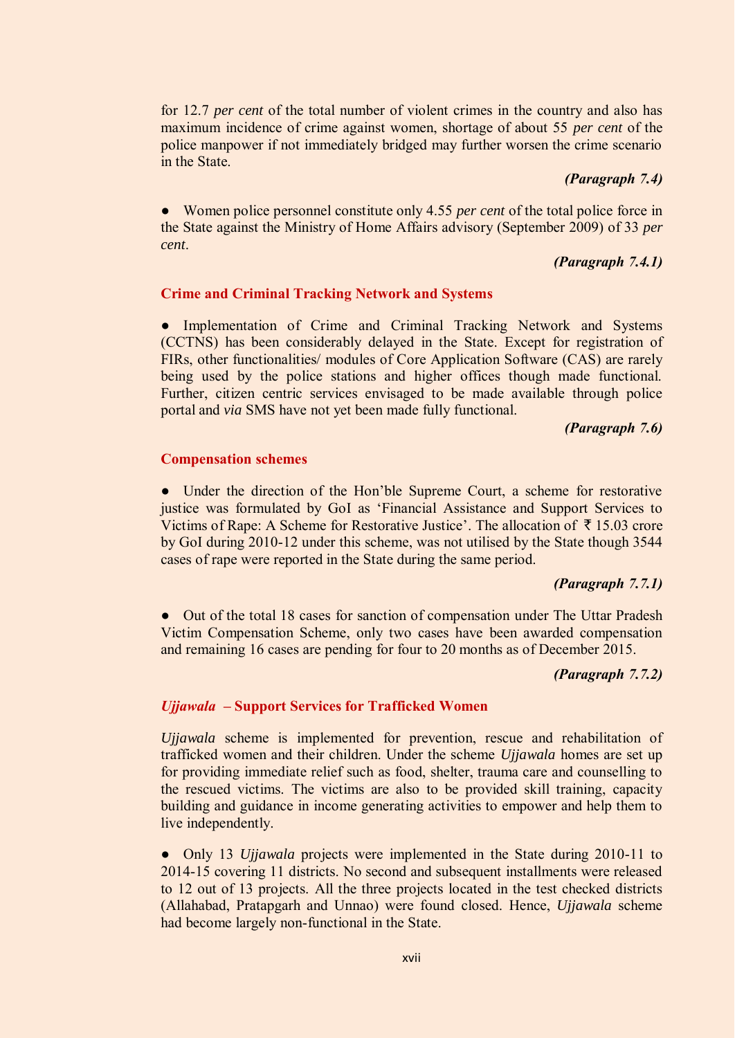for 12.7 *per cent* of the total number of violent crimes in the country and also has maximum incidence of crime against women, shortage of about 55 *per cent* of the police manpower if not immediately bridged may further worsen the crime scenario in the State.

***(Paragraph 7.4)***

- Women police personnel constitute only 4.55 *per cent* of the total police force in the State against the Ministry of Home Affairs advisory (September 2009) of 33 *per cent*.

***(Paragraph 7.4.1)***

### Crime and Criminal Tracking Network and Systems

- Implementation of Crime and Criminal Tracking Network and Systems (CCTNS) has been considerably delayed in the State. Except for registration of FIRs, other functionalities/ modules of Core Application Software (CAS) are rarely being used by the police stations and higher offices though made functional. Further, citizen centric services envisaged to be made available through police portal and *via* SMS have not yet been made fully functional.

***(Paragraph 7.6)***

### Compensation schemes

- Under the direction of the Hon'ble Supreme Court, a scheme for restorative justice was formulated by GoI as 'Financial Assistance and Support Services to Victims of Rape: A Scheme for Restorative Justice'. The allocation of ₹ 15.03 crore by GoI during 2010-12 under this scheme, was not utilised by the State though 3544 cases of rape were reported in the State during the same period.

***(Paragraph 7.7.1)***

- Out of the total 18 cases for sanction of compensation under The Uttar Pradesh Victim Compensation Scheme, only two cases have been awarded compensation and remaining 16 cases are pending for four to 20 months as of December 2015.

***(Paragraph 7.7.2)***

### *Ujjawala* – Support Services for Trafficked Women

*Ujjawala* scheme is implemented for prevention, rescue and rehabilitation of trafficked women and their children. Under the scheme *Ujjawala* homes are set up for providing immediate relief such as food, shelter, trauma care and counselling to the rescued victims. The victims are also to be provided skill training, capacity building and guidance in income generating activities to empower and help them to live independently.

- Only 13 *Ujjawala* projects were implemented in the State during 2010-11 to 2014-15 covering 11 districts. No second and subsequent installments were released to 12 out of 13 projects. All the three projects located in the test checked districts (Allahabad, Pratapgarh and Unnao) were found closed. Hence, *Ujjawala* scheme had become largely non-functional in the State.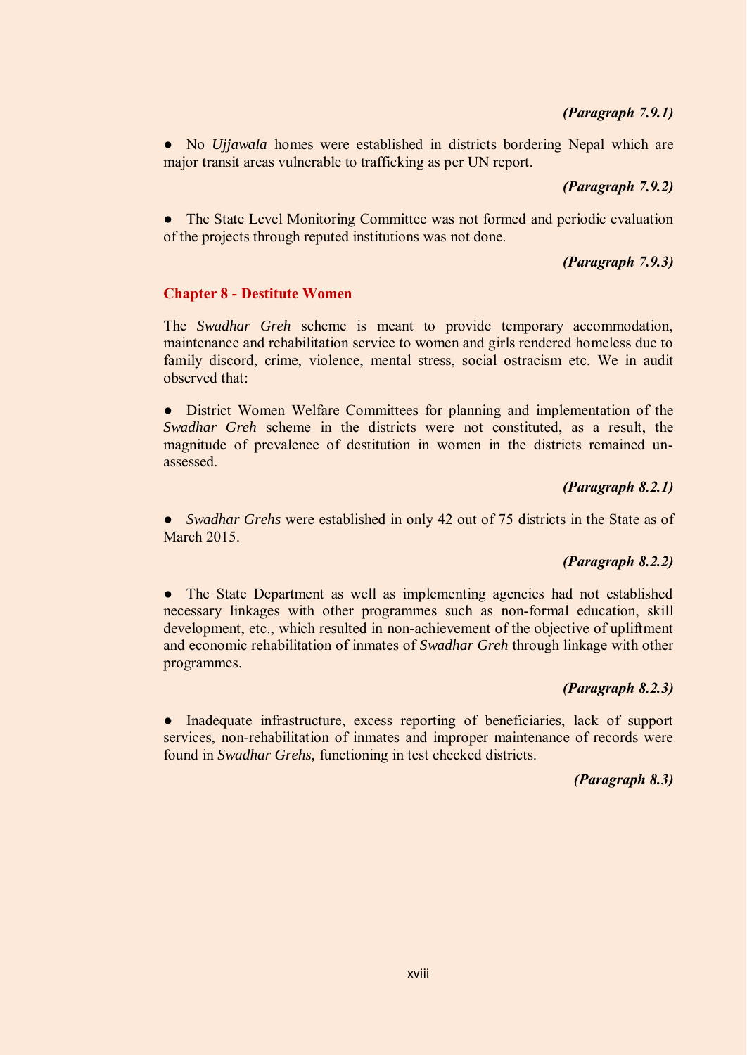***(Paragraph 7.9.1)***

● No *Ujjawala* homes were established in districts bordering Nepal which are major transit areas vulnerable to trafficking as per UN report.

***(Paragraph 7.9.2)***

● The State Level Monitoring Committee was not formed and periodic evaluation of the projects through reputed institutions was not done.

***(Paragraph 7.9.3)***

## Chapter 8 - Destitute Women

The *Swadhar Greh* scheme is meant to provide temporary accommodation, maintenance and rehabilitation service to women and girls rendered homeless due to family discord, crime, violence, mental stress, social ostracism etc. We in audit observed that:

● District Women Welfare Committees for planning and implementation of the *Swadhar Greh* scheme in the districts were not constituted, as a result, the magnitude of prevalence of destitution in women in the districts remained un-assessed.

***(Paragraph 8.2.1)***

● *Swadhar Grehs* were established in only 42 out of 75 districts in the State as of March 2015.

***(Paragraph 8.2.2)***

● The State Department as well as implementing agencies had not established necessary linkages with other programmes such as non-formal education, skill development, etc., which resulted in non-achievement of the objective of upliftment and economic rehabilitation of inmates of *Swadhar Greh* through linkage with other programmes.

***(Paragraph 8.2.3)***

● Inadequate infrastructure, excess reporting of beneficiaries, lack of support services, non-rehabilitation of inmates and improper maintenance of records were found in *Swadhar Grehs,* functioning in test checked districts.

***(Paragraph 8.3)***